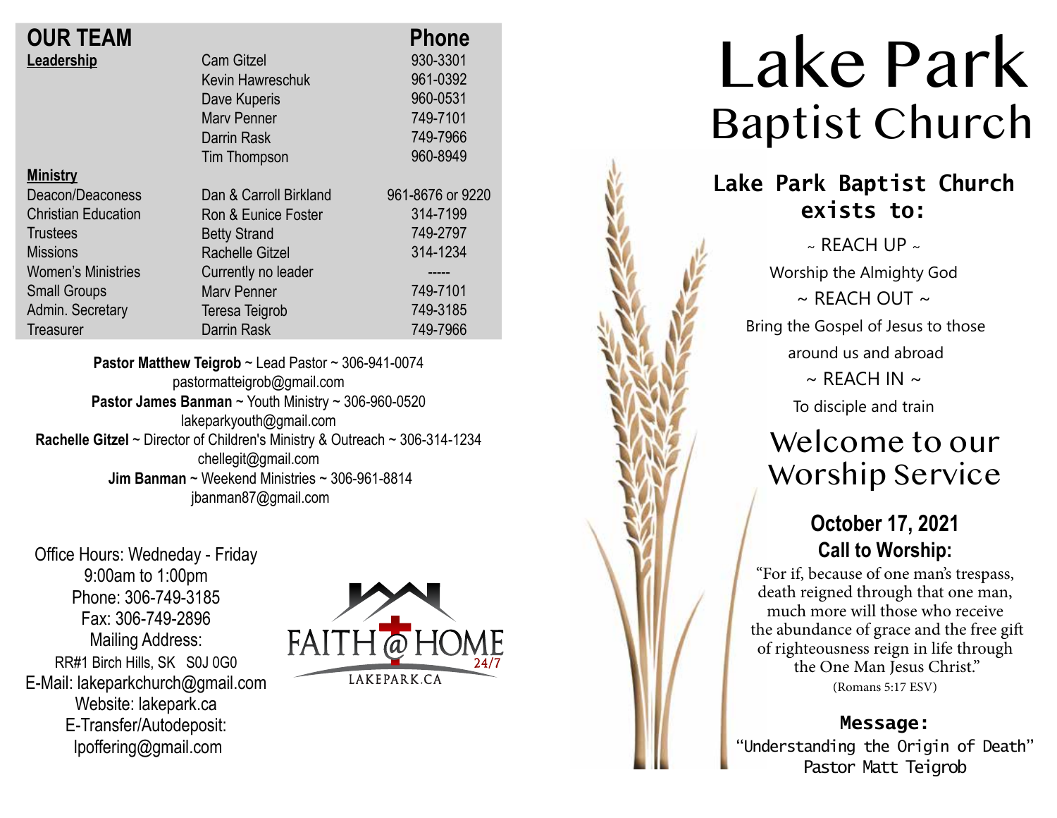## OUR TEAM

| | | Phone |
|---|---|---|
| **Leadership** | Cam Gitzel | 930-3301 |
| | Kevin Hawreschuk | 961-0392 |
| | Dave Kuperis | 960-0531 |
| | Marv Penner | 749-7101 |
| | Darrin Rask | 749-7966 |
| | Tim Thompson | 960-8949 |
| **Ministry** | | |
| Deacon/Deaconess | Dan & Carroll Birkland | 961-8676 or 9220 |
| Christian Education | Ron & Eunice Foster | 314-7199 |
| Trustees | Betty Strand | 749-2797 |
| Missions | Rachelle Gitzel | 314-1234 |
| Women's Ministries | Currently no leader | ----- |
| Small Groups | Marv Penner | 749-7101 |
| Admin. Secretary | Teresa Teigrob | 749-3185 |
| Treasurer | Darrin Rask | 749-7966 |

**Pastor Matthew Teigrob** ~ Lead Pastor ~ 306-941-0074
pastormatteigrob@gmail.com
**Pastor James Banman** ~ Youth Ministry ~ 306-960-0520
lakeparkyouth@gmail.com
**Rachelle Gitzel** ~ Director of Children's Ministry & Outreach ~ 306-314-1234
chellegit@gmail.com
**Jim Banman** ~ Weekend Ministries ~ 306-961-8814
jbanman87@gmail.com

Office Hours: Wedneday - Friday
9:00am to 1:00pm
Phone: 306-749-3185
Fax: 306-749-2896
Mailing Address:
RR#1 Birch Hills, SK S0J 0G0
E-Mail: lakeparkchurch@gmail.com
Website: lakepark.ca
E-Transfer/Autodeposit:
lpoffering@gmail.com

FAITH @ HOME 24/7
LAKEPARK.CA

# Lake Park Baptist Church

## Lake Park Baptist Church exists to:

~ REACH UP ~
Worship the Almighty God
~ REACH OUT ~
Bring the Gospel of Jesus to those around us and abroad
~ REACH IN ~
To disciple and train

## Welcome to our Worship Service

### October 17, 2021

### Call to Worship:

"For if, because of one man's trespass, death reigned through that one man, much more will those who receive the abundance of grace and the free gift of righteousness reign in life through the One Man Jesus Christ."
(Romans 5:17 ESV)

**Message:**
"Understanding the Origin of Death"
Pastor Matt Teigrob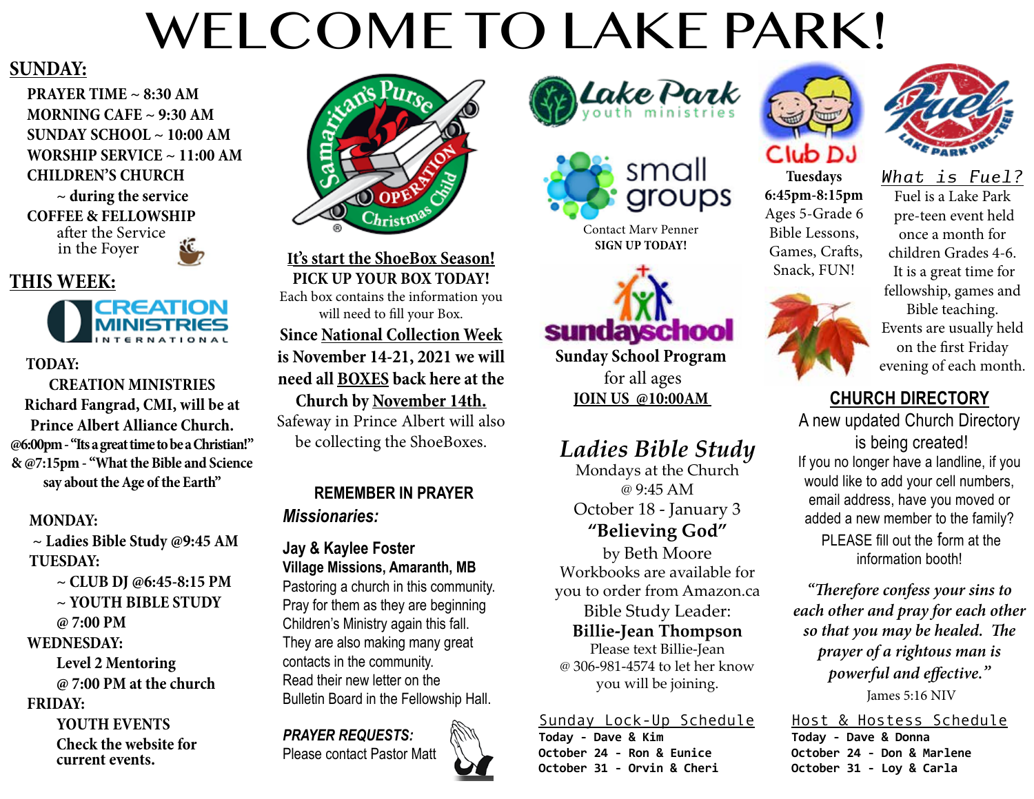# WELCOME TO LAKE PARK!

## SUNDAY:

**PRAYER TIME ~ 8:30 AM**
**MORNING CAFE ~ 9:30 AM**
**SUNDAY SCHOOL ~ 10:00 AM**
**WORSHIP SERVICE ~ 11:00 AM**
**CHILDREN'S CHURCH**
**~ during the service**
**COFFEE & FELLOWSHIP**
after the Service
in the Foyer

## THIS WEEK:

CREATION MINISTRIES INTERNATIONAL

**TODAY:**
**CREATION MINISTRIES**
**Richard Fangrad, CMI, will be at Prince Albert Alliance Church.**
**@6:00pm - "Its a great time to be a Christian!"**
**& @7:15pm - "What the Bible and Science say about the Age of the Earth"**

**MONDAY:**
**~ Ladies Bible Study @9:45 AM**
**TUESDAY:**
**~ CLUB DJ @6:45-8:15 PM**
**~ YOUTH BIBLE STUDY @ 7:00 PM**
**WEDNESDAY:**
**Level 2 Mentoring @ 7:00 PM at the church**
**FRIDAY:**
**YOUTH EVENTS**
**Check the website for current events.**

Samaritan's Purse OPERATION Christmas Child

**It's start the ShoeBox Season!**
**PICK UP YOUR BOX TODAY!**
Each box contains the information you will need to fill your Box.
**Since National Collection Week is November 14-21, 2021 we will need all BOXES back here at the Church by November 14th.**
Safeway in Prince Albert will also be collecting the ShoeBoxes.

**REMEMBER IN PRAYER**
***Missionaries:***

**Jay & Kaylee Foster**
**Village Missions, Amaranth, MB**
Pastoring a church in this community. Pray for them as they are beginning Children's Ministry again this fall. They are also making many great contacts in the community. Read their new letter on the Bulletin Board in the Fellowship Hall.

***PRAYER REQUESTS:***
Please contact Pastor Matt

Lake Park youth ministries

small groups
Contact Marv Penner
**SIGN UP TODAY!**

sundayschool
**Sunday School Program**
for all ages
**JOIN US @10:00AM**

## *Ladies Bible Study*

Mondays at the Church
@ 9:45 AM
October 18 - January 3
**"Believing God"**
by Beth Moore
Workbooks are available for you to order from Amazon.ca
Bible Study Leader:
**Billie-Jean Thompson**
Please text Billie-Jean @ 306-981-4574 to let her know you will be joining.

Club DJ
**Tuesdays**
**6:45pm-8:15pm**
Ages 5-Grade 6
Bible Lessons, Games, Crafts, Snack, FUN!

Fuel LAKE PARK PRE-TEEN

*What is Fuel?*
Fuel is a Lake Park pre-teen event held once a month for children Grades 4-6. It is a great time for fellowship, games and Bible teaching. Events are usually held on the first Friday evening of each month.

## CHURCH DIRECTORY

A new updated Church Directory is being created!
If you no longer have a landline, if you would like to add your cell numbers, email address, have you moved or added a new member to the family?
PLEASE fill out the form at the information booth!

*"Therefore confess your sins to each other and pray for each other so that you may be healed. The prayer of a rightous man is powerful and effective."*
James 5:16 NIV

Sunday Lock-Up Schedule
**Today - Dave & Kim**
**October 24 - Ron & Eunice**
**October 31 - Orvin & Cheri**

Host & Hostess Schedule
**Today - Dave & Donna**
**October 24 - Don & Marlene**
**October 31 - Loy & Carla**